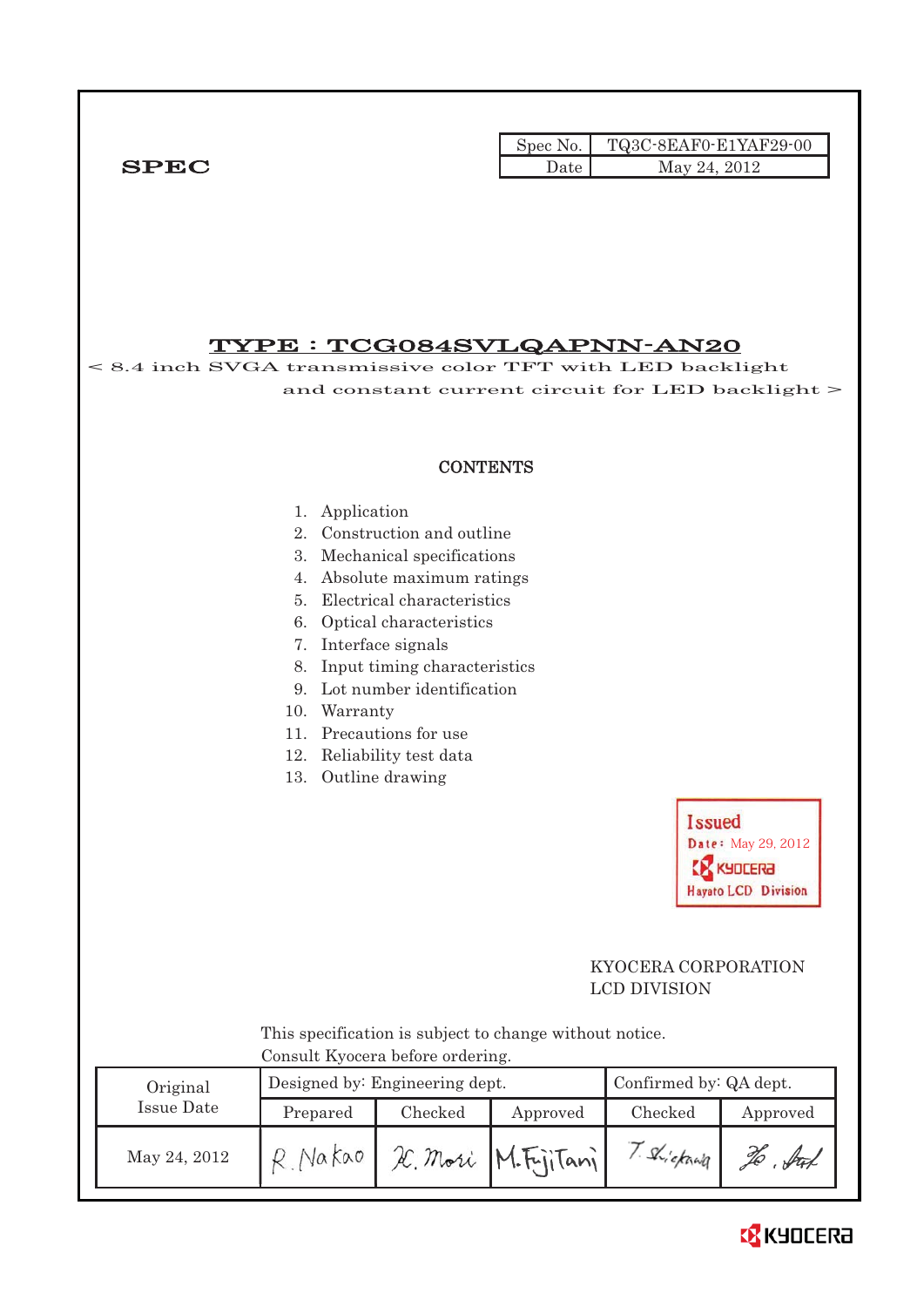| Spec No. | TQ3C-8EAF0-E1YAF29-00 |
| --- | --- |
| Date | May 24, 2012 |

**SPEC**

# TYPE : TCG084SVLQAPNN-AN20

< 8.4 inch SVGA transmissive color TFT with LED backlight and constant current circuit for LED backlight >

## CONTENTS

1. Application
2. Construction and outline
3. Mechanical specifications
4. Absolute maximum ratings
5. Electrical characteristics
6. Optical characteristics
7. Interface signals
8. Input timing characteristics
9. Lot number identification
10. Warranty
11. Precautions for use
12. Reliability test data
13. Outline drawing

Issued
Date: May 29, 2012
KYOCERA
Hayato LCD Division

KYOCERA CORPORATION
LCD DIVISION

This specification is subject to change without notice.
Consult Kyocera before ordering.

| Original Issue Date | Designed by: Engineering dept. | | | Confirmed by: QA dept. | |
| --- | --- | --- | --- | --- | --- |
| | Prepared | Checked | Approved | Checked | Approved |
| May 24, 2012 | R. Nakao | K. Mori | M. Fujitani | T. Shiokawa | H. Sato |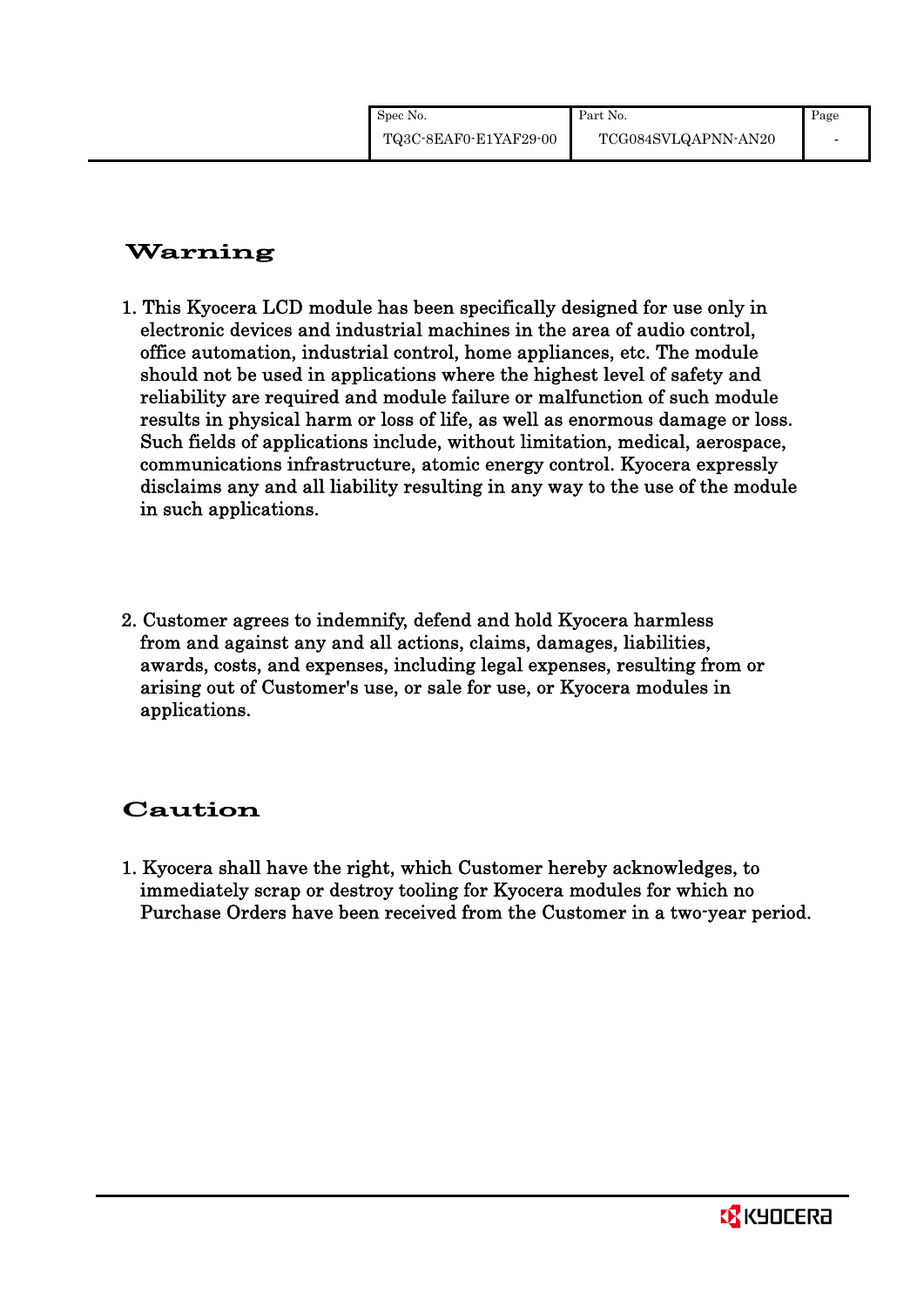## Warning

1. This Kyocera LCD module has been specifically designed for use only in electronic devices and industrial machines in the area of audio control, office automation, industrial control, home appliances, etc. The module should not be used in applications where the highest level of safety and reliability are required and module failure or malfunction of such module results in physical harm or loss of life, as well as enormous damage or loss. Such fields of applications include, without limitation, medical, aerospace, communications infrastructure, atomic energy control. Kyocera expressly disclaims any and all liability resulting in any way to the use of the module in such applications.

2. Customer agrees to indemnify, defend and hold Kyocera harmless from and against any and all actions, claims, damages, liabilities, awards, costs, and expenses, including legal expenses, resulting from or arising out of Customer's use, or sale for use, or Kyocera modules in applications.

## Caution

1. Kyocera shall have the right, which Customer hereby acknowledges, to immediately scrap or destroy tooling for Kyocera modules for which no Purchase Orders have been received from the Customer in a two-year period.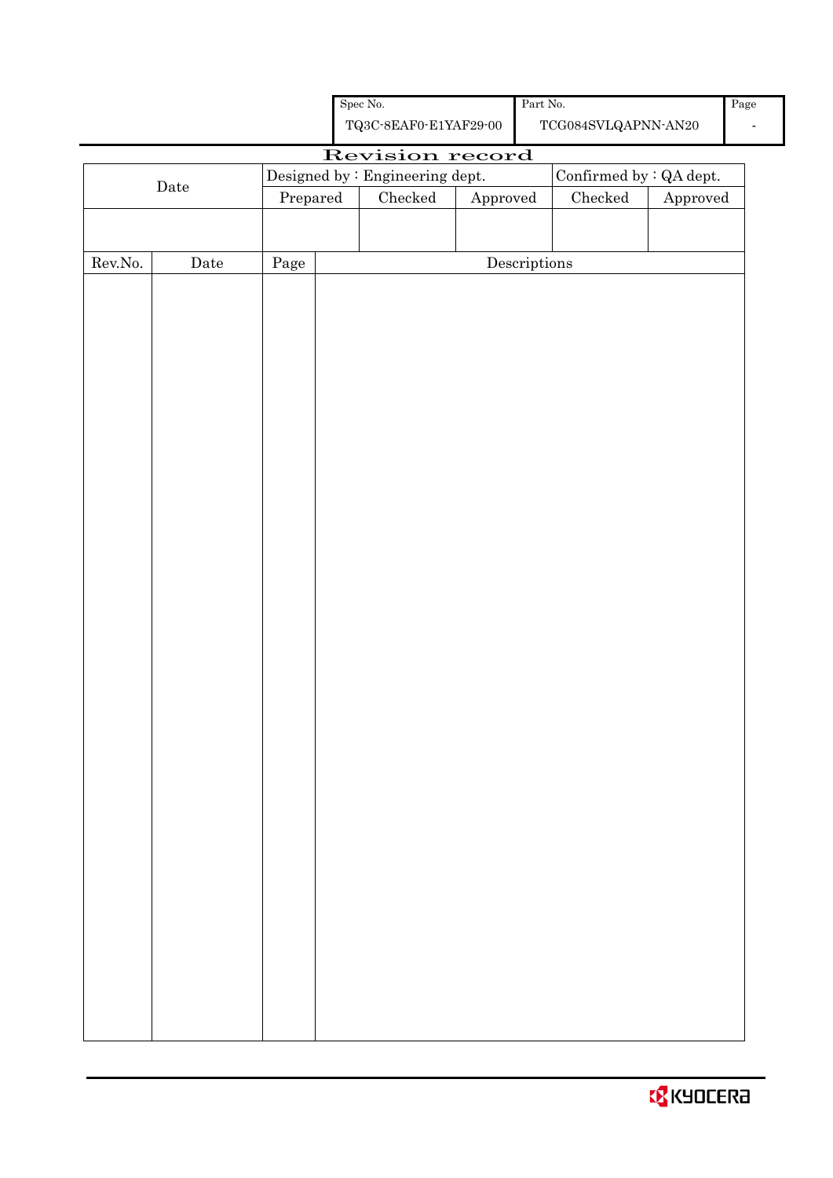| Spec No. | Part No. | Page |
|---|---|---|
| TQ3C-8EAF0-E1YAF29-00 | TCG084SVLQAPNN-AN20 | - |

# Revision record

| Date | Designed by : Engineering dept. | | | Confirmed by : QA dept. | |
|---|---|---|---|---|---|
| | Prepared | Checked | Approved | Checked | Approved |
| | | | | | |

| Rev.No. | Date | Page | Descriptions |
|---|---|---|---|
| | | | |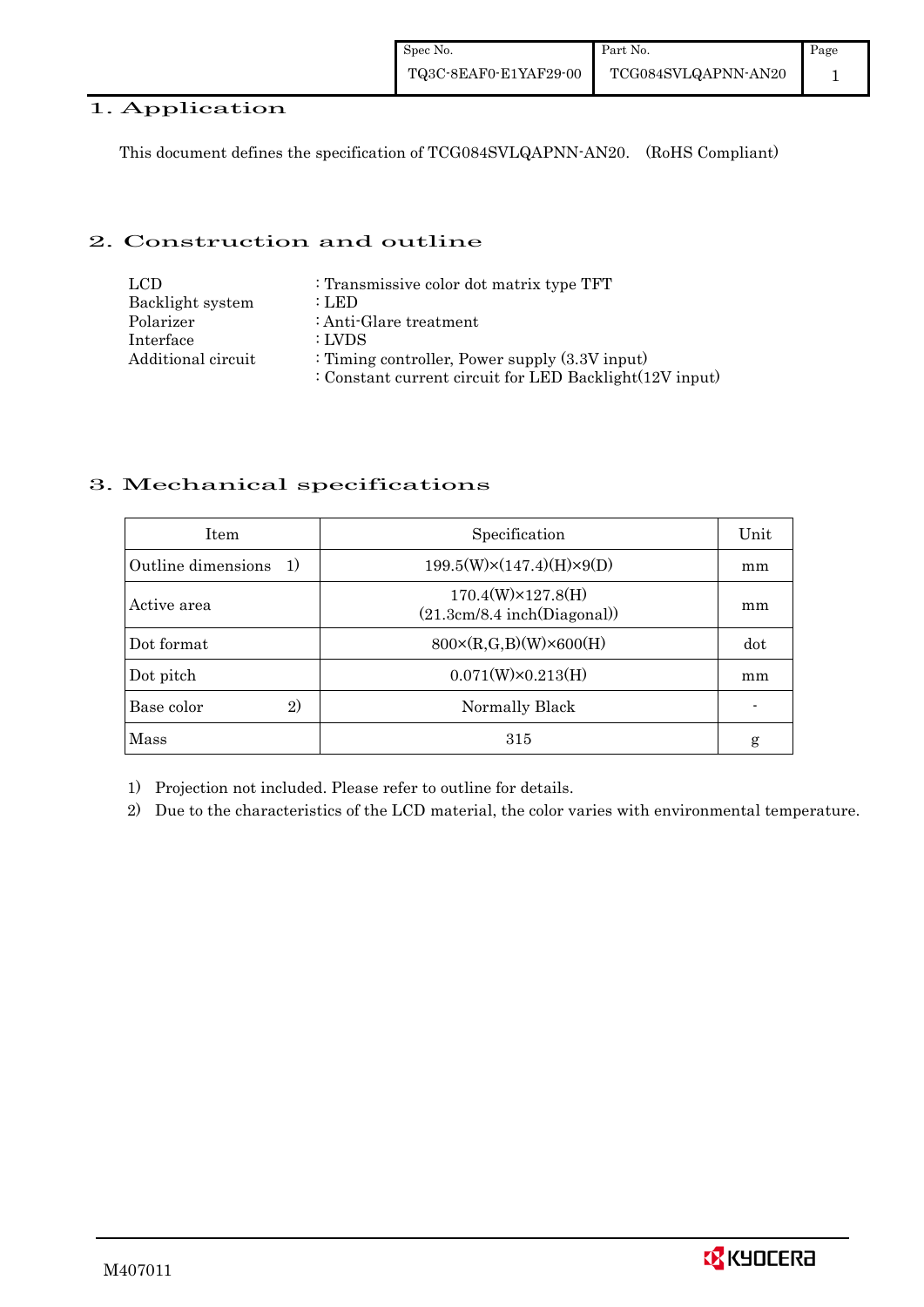## 1. Application

This document defines the specification of TCG084SVLQAPNN-AN20. (RoHS Compliant)

## 2. Construction and outline

| | |
|---|---|
| LCD | : Transmissive color dot matrix type TFT |
| Backlight system | : LED |
| Polarizer | : Anti-Glare treatment |
| Interface | : LVDS |
| Additional circuit | : Timing controller, Power supply (3.3V input) |
| | : Constant current circuit for LED Backlight(12V input) |

## 3. Mechanical specifications

| Item | Specification | Unit |
|---|---|---|
| Outline dimensions 1) | 199.5(W)×(147.4)(H)×9(D) | mm |
| Active area | 170.4(W)×127.8(H) (21.3cm/8.4 inch(Diagonal)) | mm |
| Dot format | 800×(R,G,B)(W)×600(H) | dot |
| Dot pitch | 0.071(W)×0.213(H) | mm |
| Base color 2) | Normally Black | - |
| Mass | 315 | g |

1) Projection not included. Please refer to outline for details.

2) Due to the characteristics of the LCD material, the color varies with environmental temperature.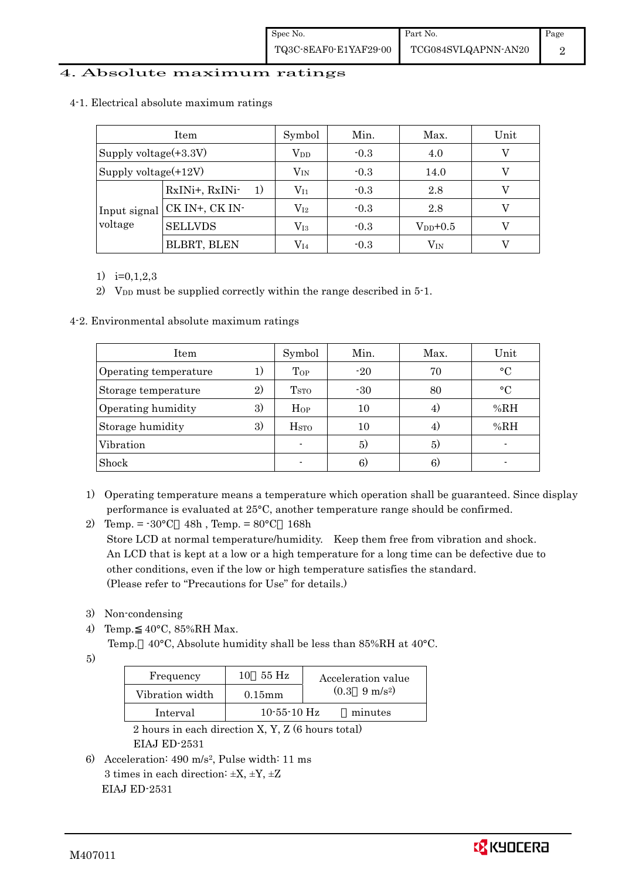# 4. Absolute maximum ratings

## 4-1. Electrical absolute maximum ratings

| Item | | Symbol | Min. | Max. | Unit |
|---|---|---|---|---|---|
| Supply voltage(+3.3V) | | $V_{DD}$ | -0.3 | 4.0 | V |
| Supply voltage(+12V) | | $V_{IN}$ | -0.3 | 14.0 | V |
| Input signal voltage | RxINi+, RxINi- 1) | $V_{I1}$ | -0.3 | 2.8 | V |
| | CK IN+, CK IN- | $V_{I2}$ | -0.3 | 2.8 | V |
| | SELLVDS | $V_{I3}$ | -0.3 | $V_{DD}$+0.5 | V |
| | BLBRT, BLEN | $V_{I4}$ | -0.3 | $V_{IN}$ | V |

1) i=0,1,2,3
2) $V_{DD}$ must be supplied correctly within the range described in 5-1.

## 4-2. Environmental absolute maximum ratings

| Item | Symbol | Min. | Max. | Unit |
|---|---|---|---|---|
| Operating temperature 1) | $T_{OP}$ | -20 | 70 | °C |
| Storage temperature 2) | $T_{STO}$ | -30 | 80 | °C |
| Operating humidity 3) | $H_{OP}$ | 10 | 4) | %RH |
| Storage humidity 3) | $H_{STO}$ | 10 | 4) | %RH |
| Vibration | - | 5) | 5) | - |
| Shock | - | 6) | 6) | - |

1) Operating temperature means a temperature which operation shall be guaranteed. Since display performance is evaluated at 25°C, another temperature range should be confirmed.
2) Temp. = -30°C 48h , Temp. = 80°C 168h
   Store LCD at normal temperature/humidity. Keep them free from vibration and shock.
   An LCD that is kept at a low or a high temperature for a long time can be defective due to other conditions, even if the low or high temperature satisfies the standard.
   (Please refer to "Precautions for Use" for details.)
3) Non-condensing
4) Temp.≦ 40°C, 85%RH Max.
   Temp. 40°C, Absolute humidity shall be less than 85%RH at 40°C.
5)

| Frequency | 10 55 Hz | Acceleration value (0.3 9 m/s²) |
|---|---|---|
| Vibration width | 0.15mm | |
| Interval | 10-55-10 Hz minutes | |

   2 hours in each direction X, Y, Z (6 hours total)
   EIAJ ED-2531
6) Acceleration: 490 m/s², Pulse width: 11 ms
   3 times in each direction: ±X, ±Y, ±Z
   EIAJ ED-2531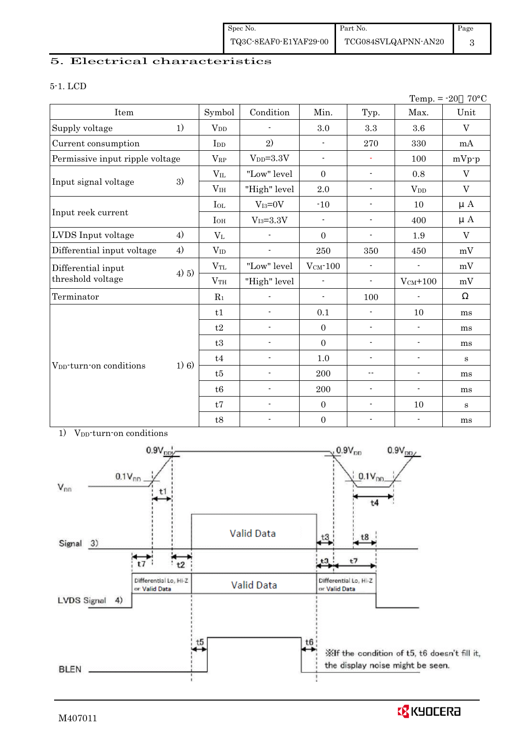## 5. Electrical characteristics

### 5-1. LCD

Temp. = -20～70°C

| Item | | Symbol | Condition | Min. | Typ. | Max. | Unit |
|---|---|---|---|---|---|---|---|
| Supply voltage | 1) | $V_{DD}$ | - | 3.0 | 3.3 | 3.6 | V |
| Current consumption | | $I_{DD}$ | 2) | - | 270 | 330 | mA |
| Permissive input ripple voltage | | $V_{RP}$ | $V_{DD}$=3.3V | - | - | 100 | mVp-p |
| Input signal voltage | 3) | $V_{IL}$ | "Low" level | 0 | - | 0.8 | V |
| | | $V_{IH}$ | "High" level | 2.0 | - | $V_{DD}$ | V |
| Input reek current | | $I_{OL}$ | $V_{I3}$=0V | -10 | - | 10 | μ A |
| | | $I_{OH}$ | $V_{I3}$=3.3V | - | - | 400 | μ A |
| LVDS Input voltage | 4) | $V_L$ | - | 0 | - | 1.9 | V |
| Differential input voltage | 4) | $V_{ID}$ | - | 250 | 350 | 450 | mV |
| Differential input threshold voltage | 4) 5) | $V_{TL}$ | "Low" level | $V_{CM}$-100 | - | - | mV |
| | | $V_{TH}$ | "High" level | - | - | $V_{CM}$+100 | mV |
| Terminator | | $R_1$ | - | - | 100 | - | Ω |
| $V_{DD}$-turn-on conditions | 1) 6) | t1 | - | 0.1 | - | 10 | ms |
| | | t2 | - | 0 | - | - | ms |
| | | t3 | - | 0 | - | - | ms |
| | | t4 | - | 1.0 | - | - | s |
| | | t5 | - | 200 | -- | - | ms |
| | | t6 | - | 200 | - | - | ms |
| | | t7 | - | 0 | - | 10 | s |
| | | t8 | - | 0 | - | - | ms |

1) $V_{DD}$-turn-on conditions

※If the condition of t5, t6 doesn't fill it, the display noise might be seen.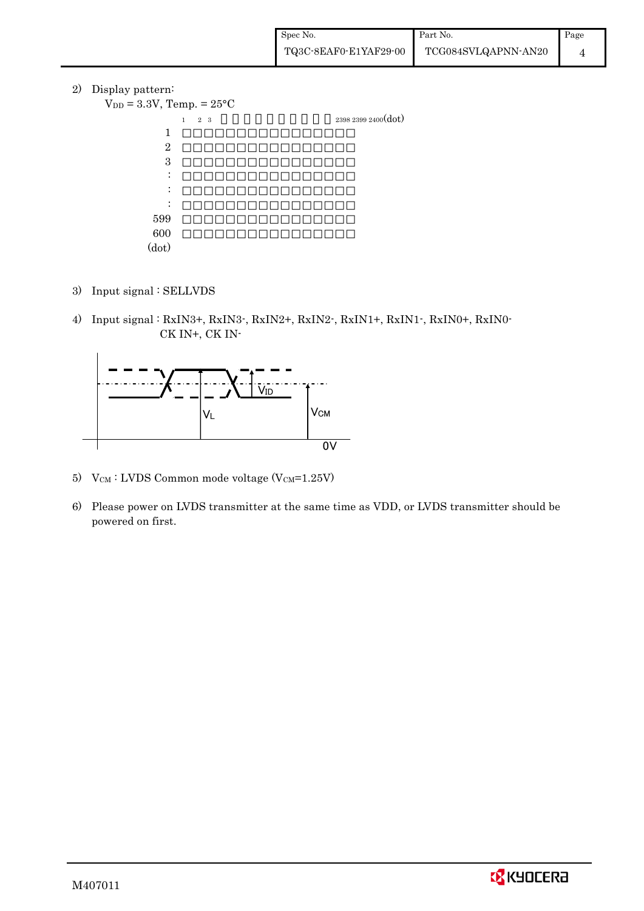2) Display pattern:

$V_{DD}$ = 3.3V, Temp. = 25°C

1 2 3 ... 2398 2399 2400(dot)

| | | | | | | | | | | | | | | | | |
|---|---|---|---|---|---|---|---|---|---|---|---|---|---|---|---|---|
| 1 | □ | □ | □ | □ | □ | □ | □ | □ | □ | □ | □ | □ | □ | □ | □ | □ |
| 2 | □ | □ | □ | □ | □ | □ | □ | □ | □ | □ | □ | □ | □ | □ | □ | □ |
| 3 | □ | □ | □ | □ | □ | □ | □ | □ | □ | □ | □ | □ | □ | □ | □ | □ |
| : | □ | □ | □ | □ | □ | □ | □ | □ | □ | □ | □ | □ | □ | □ | □ | □ |
| : | □ | □ | □ | □ | □ | □ | □ | □ | □ | □ | □ | □ | □ | □ | □ | □ |
| : | □ | □ | □ | □ | □ | □ | □ | □ | □ | □ | □ | □ | □ | □ | □ | □ |
| 599 | □ | □ | □ | □ | □ | □ | □ | □ | □ | □ | □ | □ | □ | □ | □ | □ |
| 600 | □ | □ | □ | □ | □ | □ | □ | □ | □ | □ | □ | □ | □ | □ | □ | □ |
| (dot) | | | | | | | | | | | | | | | | |

3) Input signal : SELLVDS

4) Input signal : RxIN3+, RxIN3-, RxIN2+, RxIN2-, RxIN1+, RxIN1-, RxIN0+, RxIN0-
CK IN+, CK IN-

$V_{ID}$

$V_L$

$V_{CM}$

0V

5) $V_{CM}$ : LVDS Common mode voltage ($V_{CM}$=1.25V)

6) Please power on LVDS transmitter at the same time as VDD, or LVDS transmitter should be powered on first.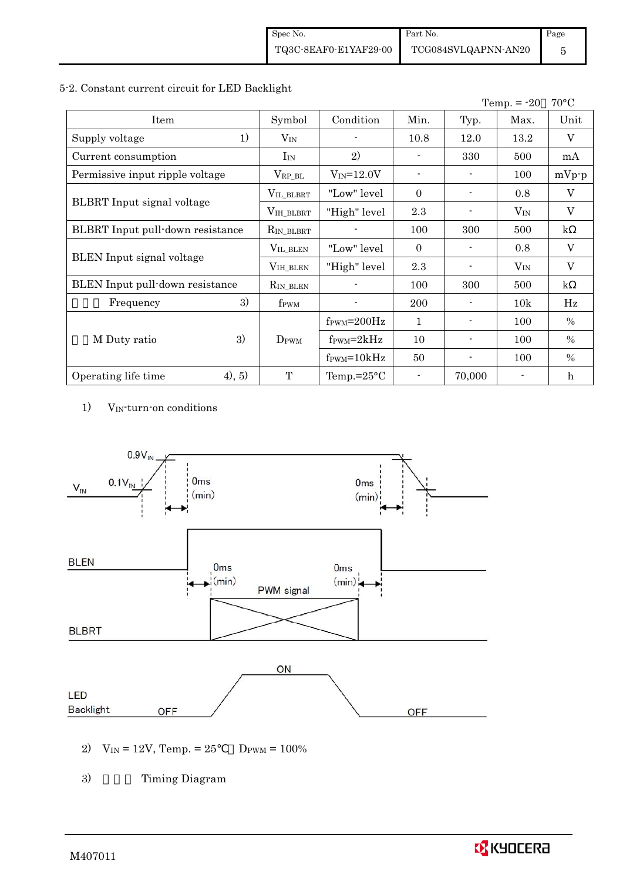## 5-2. Constant current circuit for LED Backlight

Temp. = -20　70°C

| Item | | Symbol | Condition | Min. | Typ. | Max. | Unit |
|---|---|---|---|---|---|---|---|
| Supply voltage | 1) | $V_{IN}$ | - | 10.8 | 12.0 | 13.2 | V |
| Current consumption | | $I_{IN}$ | 2) | - | 330 | 500 | mA |
| Permissive input ripple voltage | | $V_{RP\_BL}$ | $V_{IN}$=12.0V | - | - | 100 | mVp-p |
| BLBRT Input signal voltage | | $V_{IL\_BLBRT}$ | "Low" level | 0 | - | 0.8 | V |
| | | $V_{IH\_BLBRT}$ | "High" level | 2.3 | - | $V_{IN}$ | V |
| BLBRT Input pull-down resistance | | $R_{IN\_BLBRT}$ | - | 100 | 300 | 500 | kΩ |
| BLEN Input signal voltage | | $V_{IL\_BLEN}$ | "Low" level | 0 | - | 0.8 | V |
| | | $V_{IH\_BLEN}$ | "High" level | 2.3 | - | $V_{IN}$ | V |
| BLEN Input pull-down resistance | | $R_{IN\_BLEN}$ | - | 100 | 300 | 500 | kΩ |
| Frequency | 3) | $f_{PWM}$ | - | 200 | - | 10k | Hz |
| M Duty ratio | 3) | $D_{PWM}$ | $f_{PWM}$=200Hz | 1 | - | 100 | % |
| | | | $f_{PWM}$=2kHz | 10 | - | 100 | % |
| | | | $f_{PWM}$=10kHz | 50 | - | 100 | % |
| Operating life time | 4), 5) | T | Temp.=25°C | - | 70,000 | - | h |

1) $V_{IN}$-turn-on conditions

$V_{IN}$: 0.1$V_{IN}$, 0.9$V_{IN}$, 0ms (min), 0ms (min)

BLEN: 0ms (min), 0ms (min)

BLBRT: PWM signal

LED Backlight: OFF, ON, OFF

2) $V_{IN}$ = 12V, Temp. = 25°C　$D_{PWM}$ = 100%

3) Timing Diagram

M407011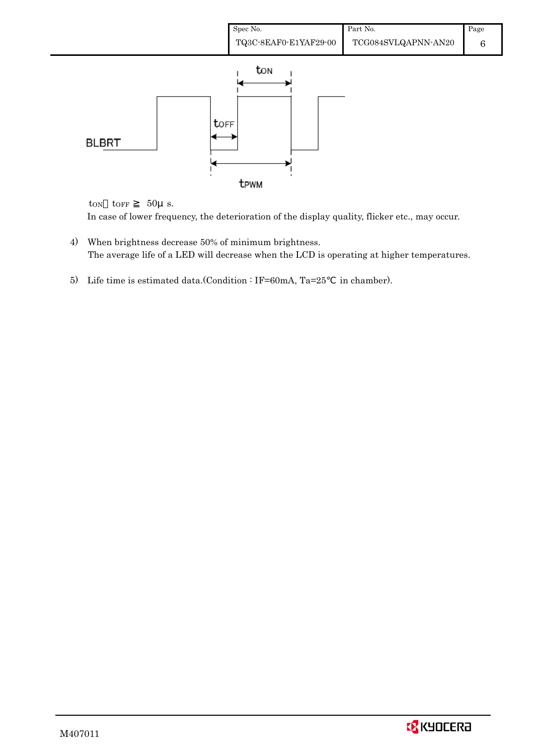BLBRT

$t_{ON}$

$t_{OFF}$

$t_{PWM}$

$t_{ON}$, $t_{OFF}$ ≧ 50μ s.

In case of lower frequency, the deterioration of the display quality, flicker etc., may occur.

4) When brightness decrease 50% of minimum brightness.
   The average life of a LED will decrease when the LCD is operating at higher temperatures.

5) Life time is estimated data.(Condition : IF=60mA, Ta=25℃ in chamber).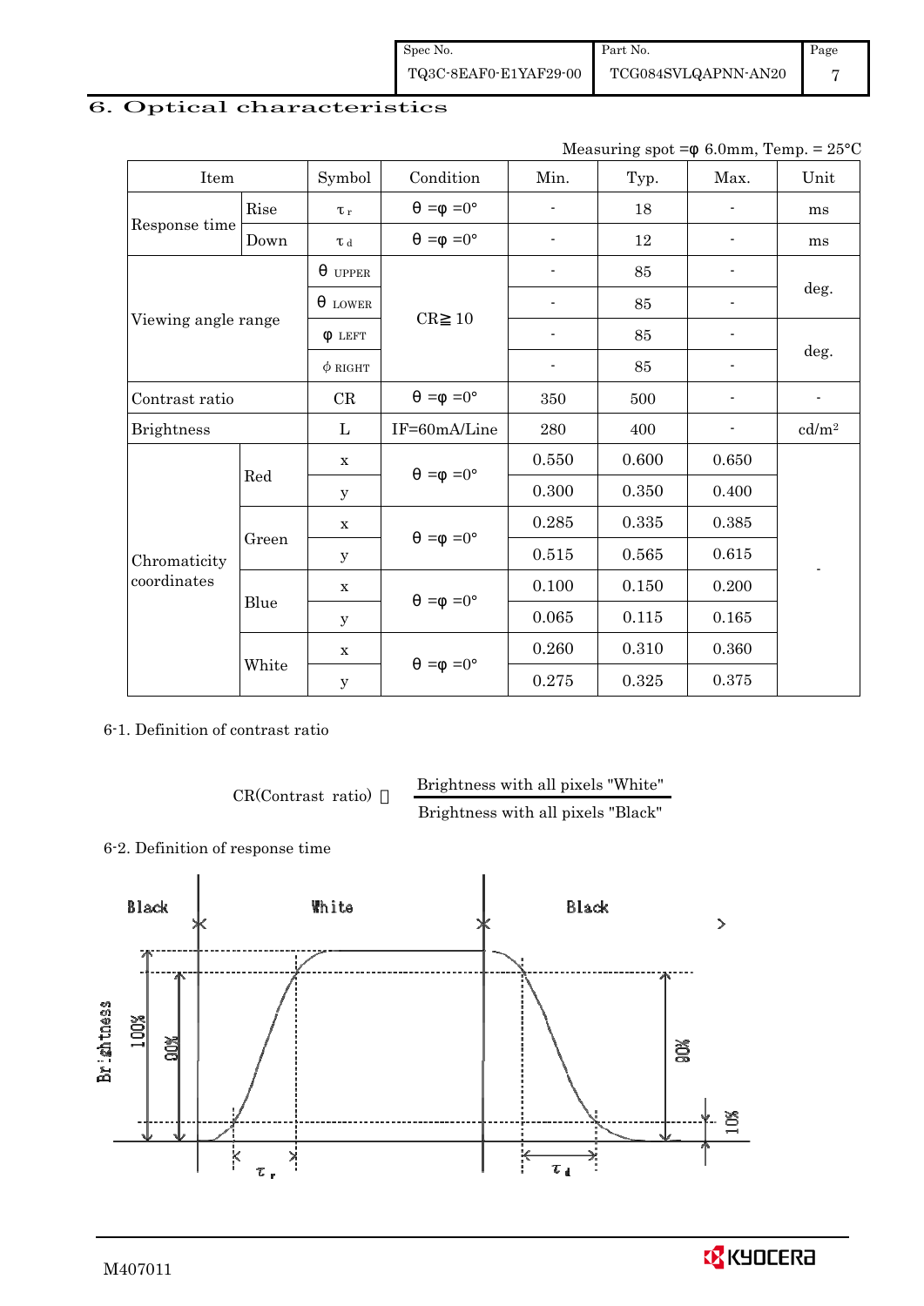# 6. Optical characteristics

Measuring spot = φ 6.0mm, Temp. = 25°C

| Item | | Symbol | Condition | Min. | Typ. | Max. | Unit |
|---|---|---|---|---|---|---|---|
| Response time | Rise | $\tau_r$ | θ = φ = 0° | - | 18 | - | ms |
| | Down | $\tau_d$ | θ = φ = 0° | - | 12 | - | ms |
| Viewing angle range | | $\theta_{UPPER}$ | CR≧10 | - | 85 | - | deg. |
| | | $\theta_{LOWER}$ | | - | 85 | - | |
| | | $\phi_{LEFT}$ | | - | 85 | - | deg. |
| | | $\phi_{RIGHT}$ | | - | 85 | - | |
| Contrast ratio | | CR | θ = φ = 0° | 350 | 500 | - | - |
| Brightness | | L | IF=60mA/Line | 280 | 400 | - | cd/m² |
| Chromaticity coordinates | Red | x | θ = φ = 0° | 0.550 | 0.600 | 0.650 | - |
| | | y | | 0.300 | 0.350 | 0.400 | |
| | Green | x | θ = φ = 0° | 0.285 | 0.335 | 0.385 | |
| | | y | | 0.515 | 0.565 | 0.615 | |
| | Blue | x | θ = φ = 0° | 0.100 | 0.150 | 0.200 | |
| | | y | | 0.065 | 0.115 | 0.165 | |
| | White | x | θ = φ = 0° | 0.260 | 0.310 | 0.360 | |
| | | y | | 0.275 | 0.325 | 0.375 | |

6-1. Definition of contrast ratio

$$CR(\text{Contrast ratio}) = \frac{\text{Brightness with all pixels "White"}}{\text{Brightness with all pixels "Black"}}$$

6-2. Definition of response time

Black　White　Black

Brightness　100%　90%　90%　10%

$\tau_r$　$\tau_d$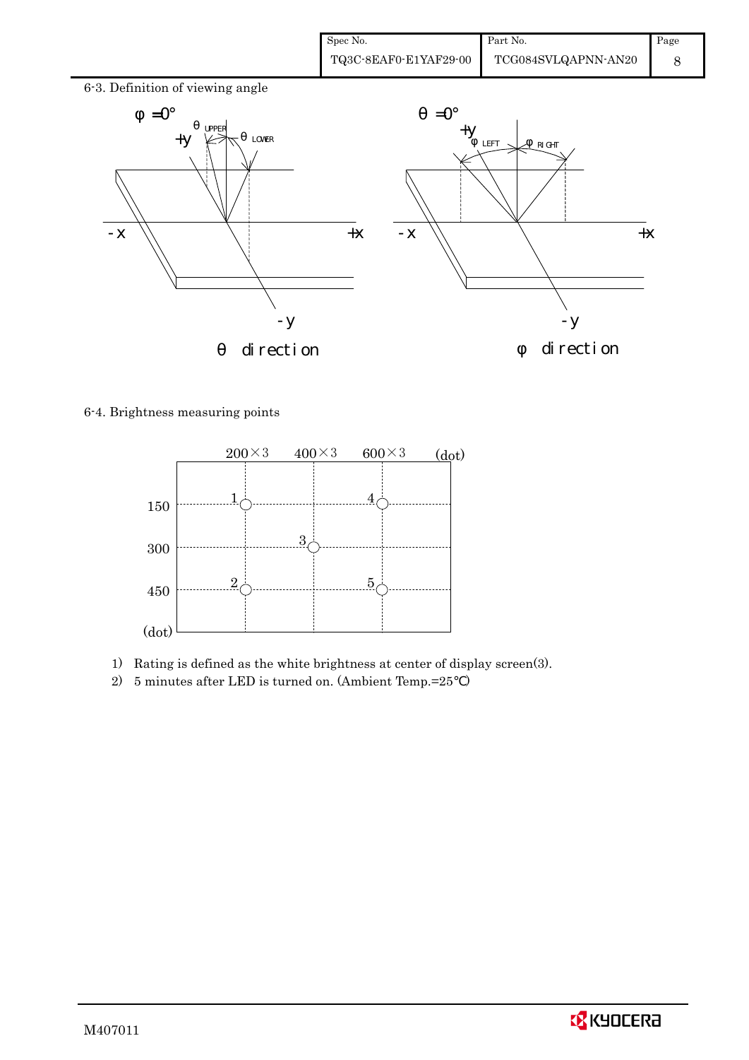6-3. Definition of viewing angle

6-4. Brightness measuring points

1) Rating is defined as the white brightness at center of display screen(3).
2) 5 minutes after LED is turned on. (Ambient Temp.=25℃)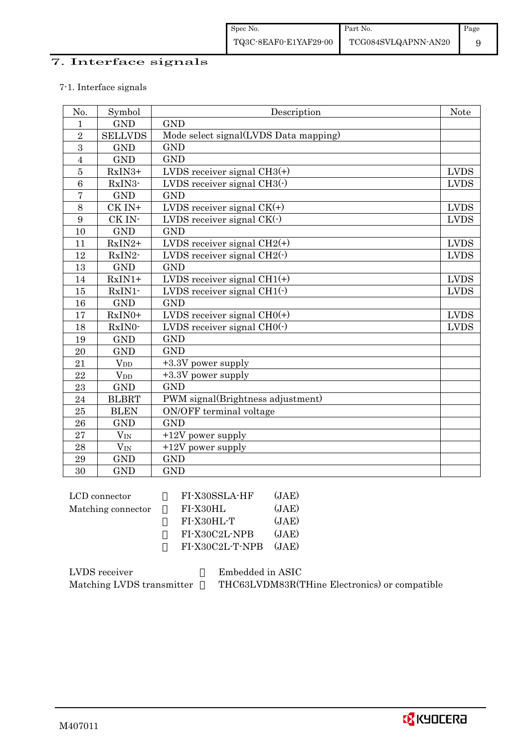# 7. Interface signals

7-1. Interface signals

| No. | Symbol | Description | Note |
|---|---|---|---|
| 1 | GND | GND | |
| 2 | SELLVDS | Mode select signal(LVDS Data mapping) | |
| 3 | GND | GND | |
| 4 | GND | GND | |
| 5 | RxIN3+ | LVDS receiver signal CH3(+) | LVDS |
| 6 | RxIN3- | LVDS receiver signal CH3(-) | LVDS |
| 7 | GND | GND | |
| 8 | CK IN+ | LVDS receiver signal CK(+) | LVDS |
| 9 | CK IN- | LVDS receiver signal CK(-) | LVDS |
| 10 | GND | GND | |
| 11 | RxIN2+ | LVDS receiver signal CH2(+) | LVDS |
| 12 | RxIN2- | LVDS receiver signal CH2(-) | LVDS |
| 13 | GND | GND | |
| 14 | RxIN1+ | LVDS receiver signal CH1(+) | LVDS |
| 15 | RxIN1- | LVDS receiver signal CH1(-) | LVDS |
| 16 | GND | GND | |
| 17 | RxIN0+ | LVDS receiver signal CH0(+) | LVDS |
| 18 | RxIN0- | LVDS receiver signal CH0(-) | LVDS |
| 19 | GND | GND | |
| 20 | GND | GND | |
| 21 | $V_{DD}$ | +3.3V power supply | |
| 22 | $V_{DD}$ | +3.3V power supply | |
| 23 | GND | GND | |
| 24 | BLBRT | PWM signal(Brightness adjustment) | |
| 25 | BLEN | ON/OFF terminal voltage | |
| 26 | GND | GND | |
| 27 | $V_{IN}$ | +12V power supply | |
| 28 | $V_{IN}$ | +12V power supply | |
| 29 | GND | GND | |
| 30 | GND | GND | |

LCD connector : FI-X30SSLA-HF (JAE)
Matching connector : FI-X30HL (JAE)
: FI-X30HL-T (JAE)
: FI-X30C2L-NPB (JAE)
: FI-X30C2L-T-NPB (JAE)

LVDS receiver : Embedded in ASIC
Matching LVDS transmitter : THC63LVDM83R(THine Electronics) or compatible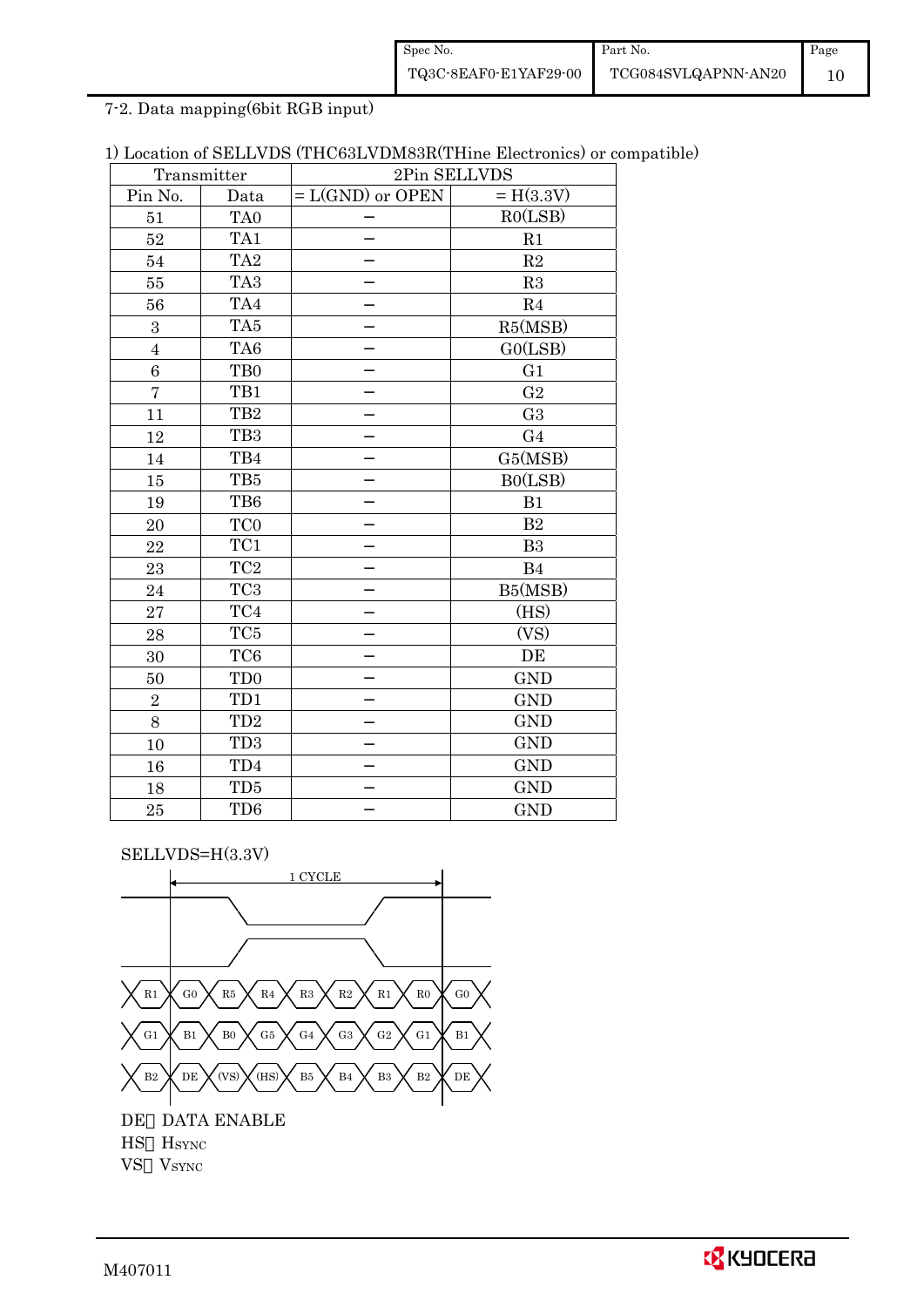## 7-2. Data mapping(6bit RGB input)

1) Location of SELLVDS (THC63LVDM83R(THine Electronics) or compatible)

| Transmitter | | 2Pin SELLVDS | |
|---|---|---|---|
| Pin No. | Data | = L(GND) or OPEN | = H(3.3V) |
| 51 | TA0 | − | R0(LSB) |
| 52 | TA1 | − | R1 |
| 54 | TA2 | − | R2 |
| 55 | TA3 | − | R3 |
| 56 | TA4 | − | R4 |
| 3 | TA5 | − | R5(MSB) |
| 4 | TA6 | − | G0(LSB) |
| 6 | TB0 | − | G1 |
| 7 | TB1 | − | G2 |
| 11 | TB2 | − | G3 |
| 12 | TB3 | − | G4 |
| 14 | TB4 | − | G5(MSB) |
| 15 | TB5 | − | B0(LSB) |
| 19 | TB6 | − | B1 |
| 20 | TC0 | − | B2 |
| 22 | TC1 | − | B3 |
| 23 | TC2 | − | B4 |
| 24 | TC3 | − | B5(MSB) |
| 27 | TC4 | − | (HS) |
| 28 | TC5 | − | (VS) |
| 30 | TC6 | − | DE |
| 50 | TD0 | − | GND |
| 2 | TD1 | − | GND |
| 8 | TD2 | − | GND |
| 10 | TD3 | − | GND |
| 16 | TD4 | − | GND |
| 18 | TD5 | − | GND |
| 25 | TD6 | − | GND |

SELLVDS=H(3.3V)

1 CYCLE

R1 | G0 | R5 | R4 | R3 | R2 | R1 | R0 | G0

G1 | B1 | B0 | G5 | G4 | G3 | G2 | G1 | B1

B2 | DE | (VS) | (HS) | B5 | B4 | B3 | B2 | DE

DE: DATA ENABLE
HS: $H_{SYNC}$
VS: $V_{SYNC}$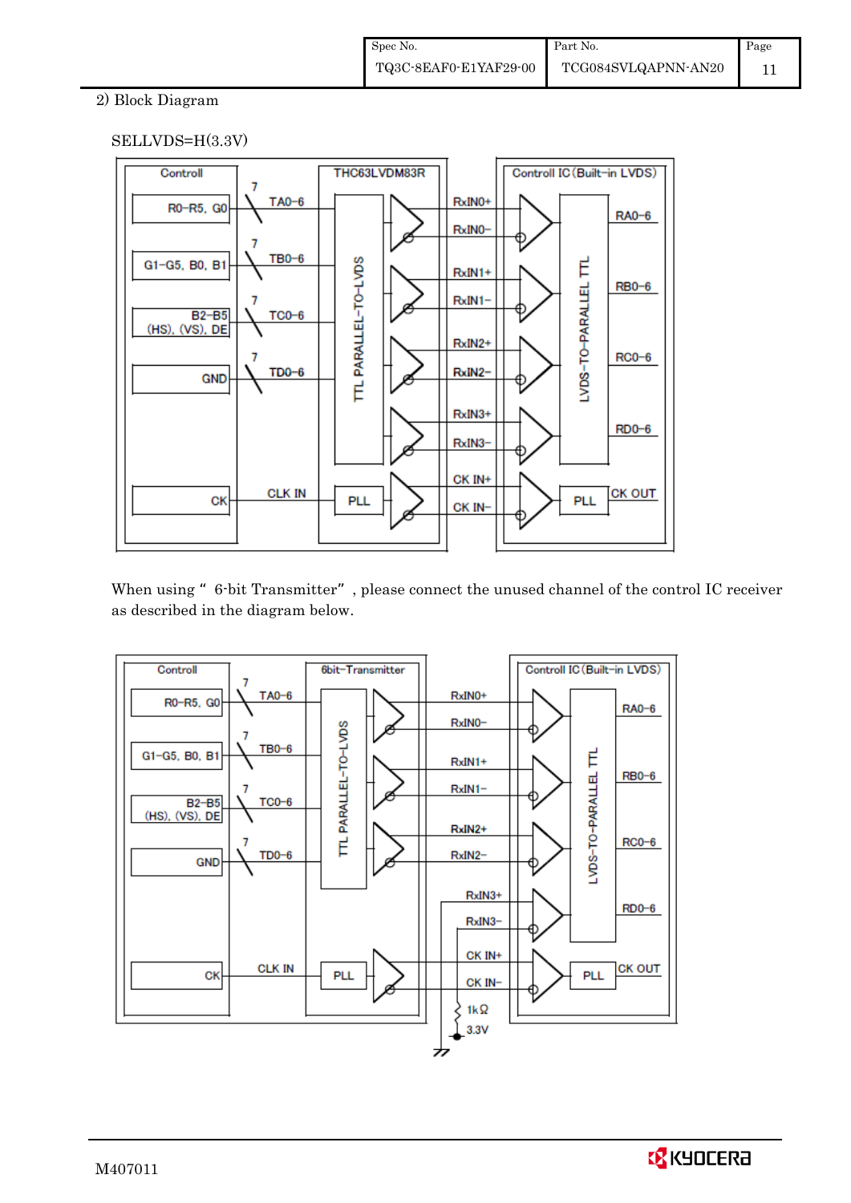2) Block Diagram

SELLVDS=H(3.3V)

When using " 6-bit Transmitter" , please connect the unused channel of the control IC receiver as described in the diagram below.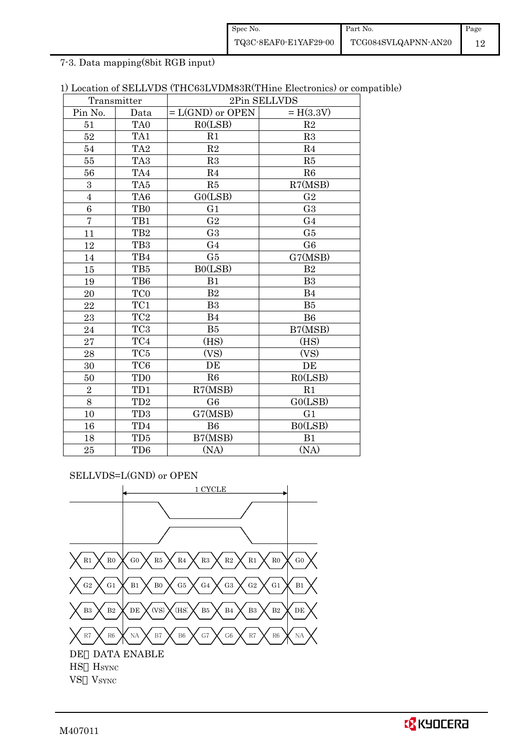7-3. Data mapping(8bit RGB input)

1) Location of SELLVDS (THC63LVDM83R(THine Electronics) or compatible)

| Transmitter | | 2Pin SELLVDS | |
|---|---|---|---|
| Pin No. | Data | = L(GND) or OPEN | = H(3.3V) |
| 51 | TA0 | R0(LSB) | R2 |
| 52 | TA1 | R1 | R3 |
| 54 | TA2 | R2 | R4 |
| 55 | TA3 | R3 | R5 |
| 56 | TA4 | R4 | R6 |
| 3 | TA5 | R5 | R7(MSB) |
| 4 | TA6 | G0(LSB) | G2 |
| 6 | TB0 | G1 | G3 |
| 7 | TB1 | G2 | G4 |
| 11 | TB2 | G3 | G5 |
| 12 | TB3 | G4 | G6 |
| 14 | TB4 | G5 | G7(MSB) |
| 15 | TB5 | B0(LSB) | B2 |
| 19 | TB6 | B1 | B3 |
| 20 | TC0 | B2 | B4 |
| 22 | TC1 | B3 | B5 |
| 23 | TC2 | B4 | B6 |
| 24 | TC3 | B5 | B7(MSB) |
| 27 | TC4 | (HS) | (HS) |
| 28 | TC5 | (VS) | (VS) |
| 30 | TC6 | DE | DE |
| 50 | TD0 | R6 | R0(LSB) |
| 2 | TD1 | R7(MSB) | R1 |
| 8 | TD2 | G6 | G0(LSB) |
| 10 | TD3 | G7(MSB) | G1 |
| 16 | TD4 | B6 | B0(LSB) |
| 18 | TD5 | B7(MSB) | B1 |
| 25 | TD6 | (NA) | (NA) |

SELLVDS=L(GND) or OPEN

1 CYCLE

| | | | | | | | | | |
|---|---|---|---|---|---|---|---|---|---|
| R1 | R0 | G0 | R5 | R4 | R3 | R2 | R1 | R0 | G0 |
| G2 | G1 | B1 | B0 | G5 | G4 | G3 | G2 | G1 | B1 |
| B3 | B2 | DE | (VS) | (HS) | B5 | B4 | B3 | B2 | DE |
| R7 | R6 | NA | B7 | B6 | G7 | G6 | R7 | R6 | NA |

DE：DATA ENABLE
HS：HSYNC
VS：VSYNC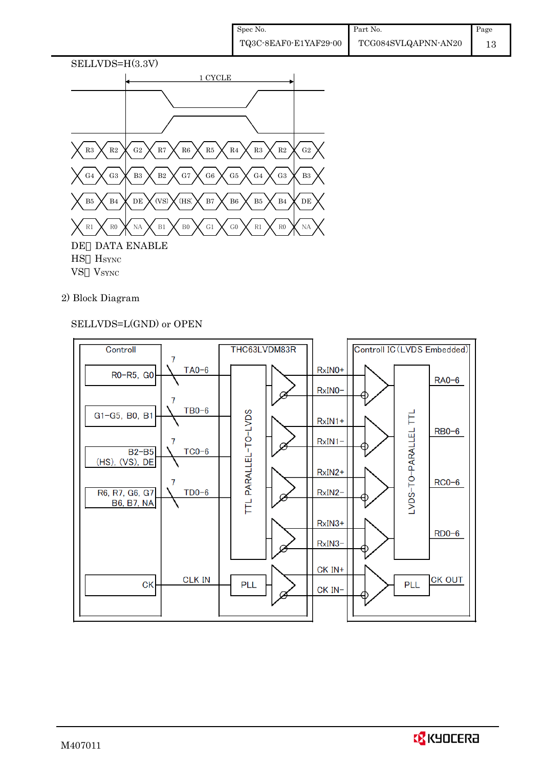SELLVDS=H(3.3V)

1 CYCLE

| | | | | | | | | | |
|---|---|---|---|---|---|---|---|---|---|
| R3 | R2 | G2 | R7 | R6 | R5 | R4 | R3 | R2 | G2 |
| G4 | G3 | B3 | B2 | G7 | G6 | G5 | G4 | G3 | B3 |
| B5 | B4 | DE | (VS) | (HS) | B7 | B6 | B5 | B4 | DE |
| R1 | R0 | NA | B1 | B0 | G1 | G0 | R1 | R0 | NA |

DE: DATA ENABLE

HS: HSYNC

VS: VSYNC

2) Block Diagram

SELLVDS=L(GND) or OPEN

| Controll | | THC63LVDM83R | | Controll IC (LVDS Embedded) |
|---|---|---|---|---|
| R0-R5, G0 | 7 TA0-6 | TTL PARALLEL-TO-LVDS | RxIN0+ / RxIN0− | RA0-6 |
| G1-G5, B0, B1 | 7 TB0-6 | | RxIN1+ / RxIN1− | RB0-6 |
| B2-B5 (HS), (VS), DE | 7 TC0-6 | | RxIN2+ / RxIN2− | RC0-6 |
| R6, R7, G6, G7 B6, B7, NA | 7 TD0-6 | | RxIN3+ / RxIN3− | RD0-6 |
| CK | CLK IN | PLL | CK IN+ / CK IN− | PLL → CK OUT |

LVDS-TO-PARALLEL TTL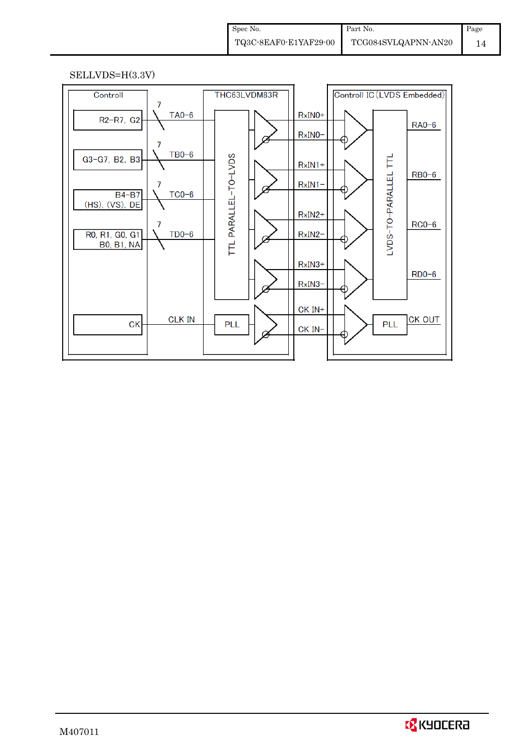SELLVDS=H(3.3V)

Controll

R2−R7, G2 — 7 — TA0−6

G3−G7, B2, B3 — 7 — TB0−6

B4−B7 (HS), (VS), DE — 7 — TC0−6

R0, R1, G0, G1 B0, B1, NA — 7 — TD0−6

CK — CLK IN

THC63LVDM83R

TTL PARALLEL−TO−LVDS

PLL

RxIN0+
RxIN0−
RxIN1+
RxIN1−
RxIN2+
RxIN2−
RxIN3+
RxIN3−
CK IN+
CK IN−

Controll IC (LVDS Embedded)

LVDS−TO−PARALLEL TTL

RA0−6
RB0−6
RC0−6
RD0−6

PLL — CK OUT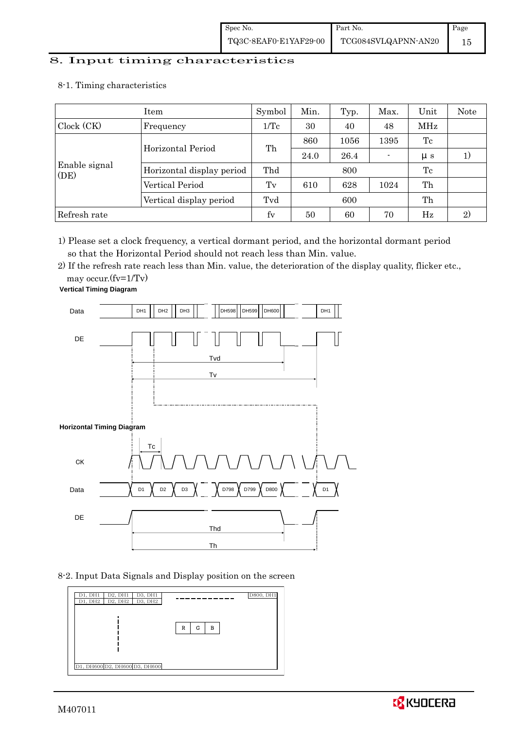# 8. Input timing characteristics

## 8-1. Timing characteristics

| Item | | Symbol | Min. | Typ. | Max. | Unit | Note |
|---|---|---|---|---|---|---|---|
| Clock (CK) | Frequency | 1/Tc | 30 | 40 | 48 | MHz | |
| Enable signal (DE) | Horizontal Period | Th | 860 | 1056 | 1395 | Tc | |
| | | | 24.0 | 26.4 | - | μs | 1) |
| | Horizontal display period | Thd | | 800 | | Tc | |
| | Vertical Period | Tv | 610 | 628 | 1024 | Th | |
| | Vertical display period | Tvd | | 600 | | Th | |
| Refresh rate | | fv | 50 | 60 | 70 | Hz | 2) |

1) Please set a clock frequency, a vertical dormant period, and the horizontal dormant period so that the Horizontal Period should not reach less than Min. value.

2) If the refresh rate reach less than Min. value, the deterioration of the display quality, flicker etc., may occur.(fv=1/Tv)

**Vertical Timing Diagram**

Data: DH1, DH2, DH3, ..., DH598, DH599, DH600, ..., DH1

DE

Tvd

Tv

**Horizontal Timing Diagram**

Tc

CK

Data: D1, D2, D3, ..., D798, D799, D800, ..., D1

DE

Thd

Th

## 8-2. Input Data Signals and Display position on the screen

| D1, DH1 | D2, DH1 | D3, DH1 | - - - - - - | D800, DH1 |
|---|---|---|---|---|
| D1, DH2 | D2, DH2 | D3, DH2 | | |
| ⋮ | | | R G B | |
| D1, DH600 | D2, DH600 | D3, DH600 | | |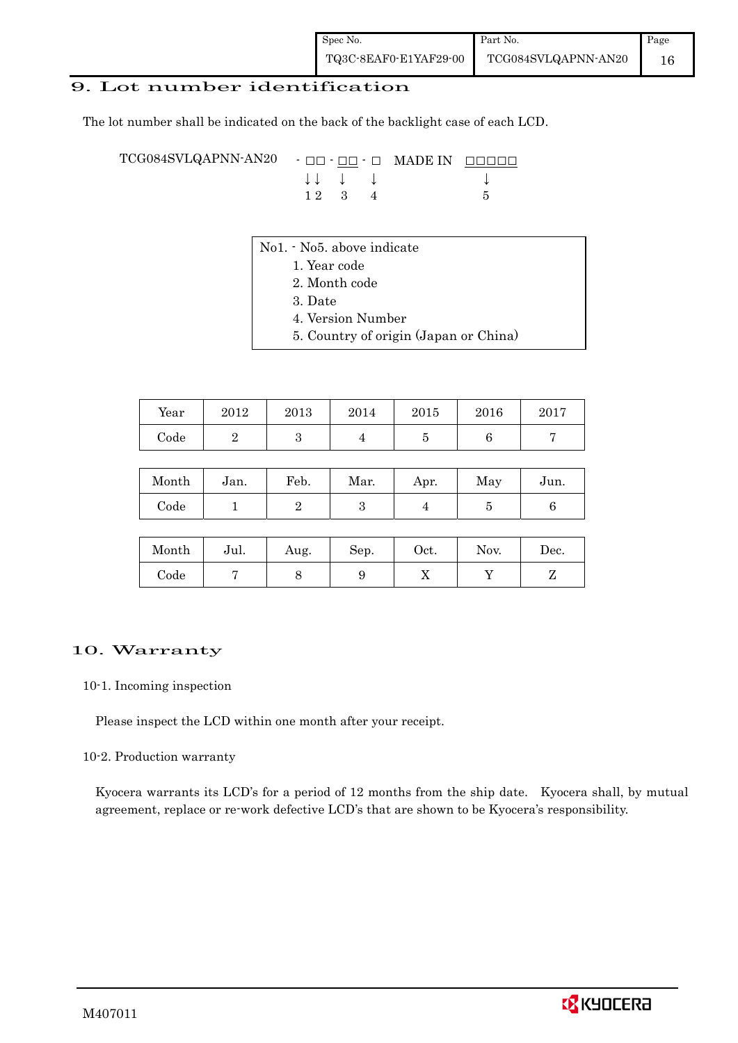## 9. Lot number identification

The lot number shall be indicated on the back of the backlight case of each LCD.

```
TCG084SVLQAPNN-AN20   - □□ - □□ - □   MADE IN  □□□□□
                        ↓↓    ↓    ↓              ↓
                        1 2   3    4              5
```

No1. - No5. above indicate

1. Year code
2. Month code
3. Date
4. Version Number
5. Country of origin (Japan or China)

| Year | 2012 | 2013 | 2014 | 2015 | 2016 | 2017 |
|---|---|---|---|---|---|---|
| Code | 2 | 3 | 4 | 5 | 6 | 7 |

| Month | Jan. | Feb. | Mar. | Apr. | May | Jun. |
|---|---|---|---|---|---|---|
| Code | 1 | 2 | 3 | 4 | 5 | 6 |

| Month | Jul. | Aug. | Sep. | Oct. | Nov. | Dec. |
|---|---|---|---|---|---|---|
| Code | 7 | 8 | 9 | X | Y | Z |

## 10. Warranty

10-1. Incoming inspection

Please inspect the LCD within one month after your receipt.

10-2. Production warranty

Kyocera warrants its LCD's for a period of 12 months from the ship date. Kyocera shall, by mutual agreement, replace or re-work defective LCD's that are shown to be Kyocera's responsibility.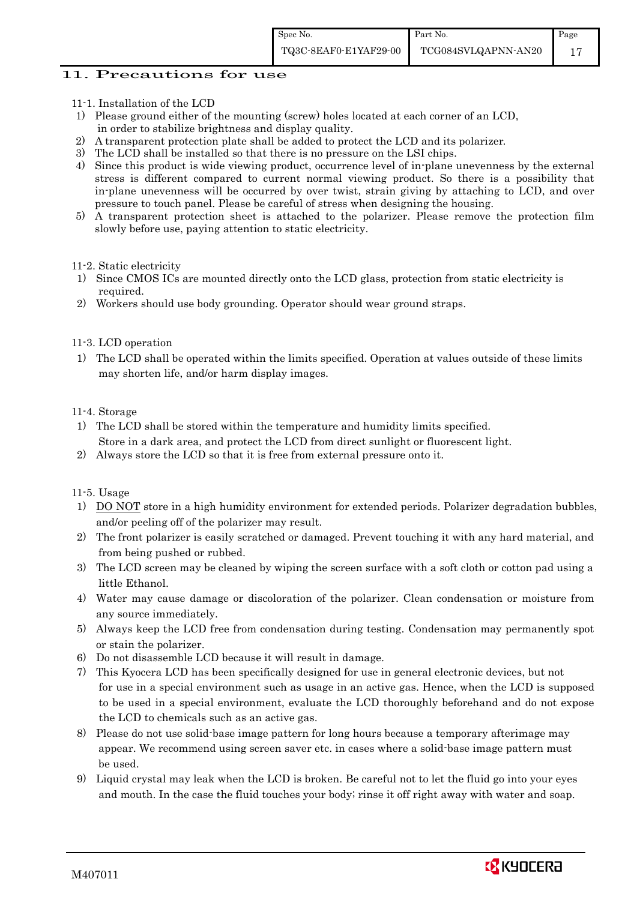## 11. Precautions for use

11-1. Installation of the LCD

1) Please ground either of the mounting (screw) holes located at each corner of an LCD, in order to stabilize brightness and display quality.
2) A transparent protection plate shall be added to protect the LCD and its polarizer.
3) The LCD shall be installed so that there is no pressure on the LSI chips.
4) Since this product is wide viewing product, occurrence level of in-plane unevenness by the external stress is different compared to current normal viewing product. So there is a possibility that in-plane unevenness will be occurred by over twist, strain giving by attaching to LCD, and over pressure to touch panel. Please be careful of stress when designing the housing.
5) A transparent protection sheet is attached to the polarizer. Please remove the protection film slowly before use, paying attention to static electricity.

11-2. Static electricity

1) Since CMOS ICs are mounted directly onto the LCD glass, protection from static electricity is required.
2) Workers should use body grounding. Operator should wear ground straps.

11-3. LCD operation

1) The LCD shall be operated within the limits specified. Operation at values outside of these limits may shorten life, and/or harm display images.

11-4. Storage

1) The LCD shall be stored within the temperature and humidity limits specified. Store in a dark area, and protect the LCD from direct sunlight or fluorescent light.
2) Always store the LCD so that it is free from external pressure onto it.

11-5. Usage

1) DO NOT store in a high humidity environment for extended periods. Polarizer degradation bubbles, and/or peeling off of the polarizer may result.
2) The front polarizer is easily scratched or damaged. Prevent touching it with any hard material, and from being pushed or rubbed.
3) The LCD screen may be cleaned by wiping the screen surface with a soft cloth or cotton pad using a little Ethanol.
4) Water may cause damage or discoloration of the polarizer. Clean condensation or moisture from any source immediately.
5) Always keep the LCD free from condensation during testing. Condensation may permanently spot or stain the polarizer.
6) Do not disassemble LCD because it will result in damage.
7) This Kyocera LCD has been specifically designed for use in general electronic devices, but not for use in a special environment such as usage in an active gas. Hence, when the LCD is supposed to be used in a special environment, evaluate the LCD thoroughly beforehand and do not expose the LCD to chemicals such as an active gas.
8) Please do not use solid-base image pattern for long hours because a temporary afterimage may appear. We recommend using screen saver etc. in cases where a solid-base image pattern must be used.
9) Liquid crystal may leak when the LCD is broken. Be careful not to let the fluid go into your eyes and mouth. In the case the fluid touches your body; rinse it off right away with water and soap.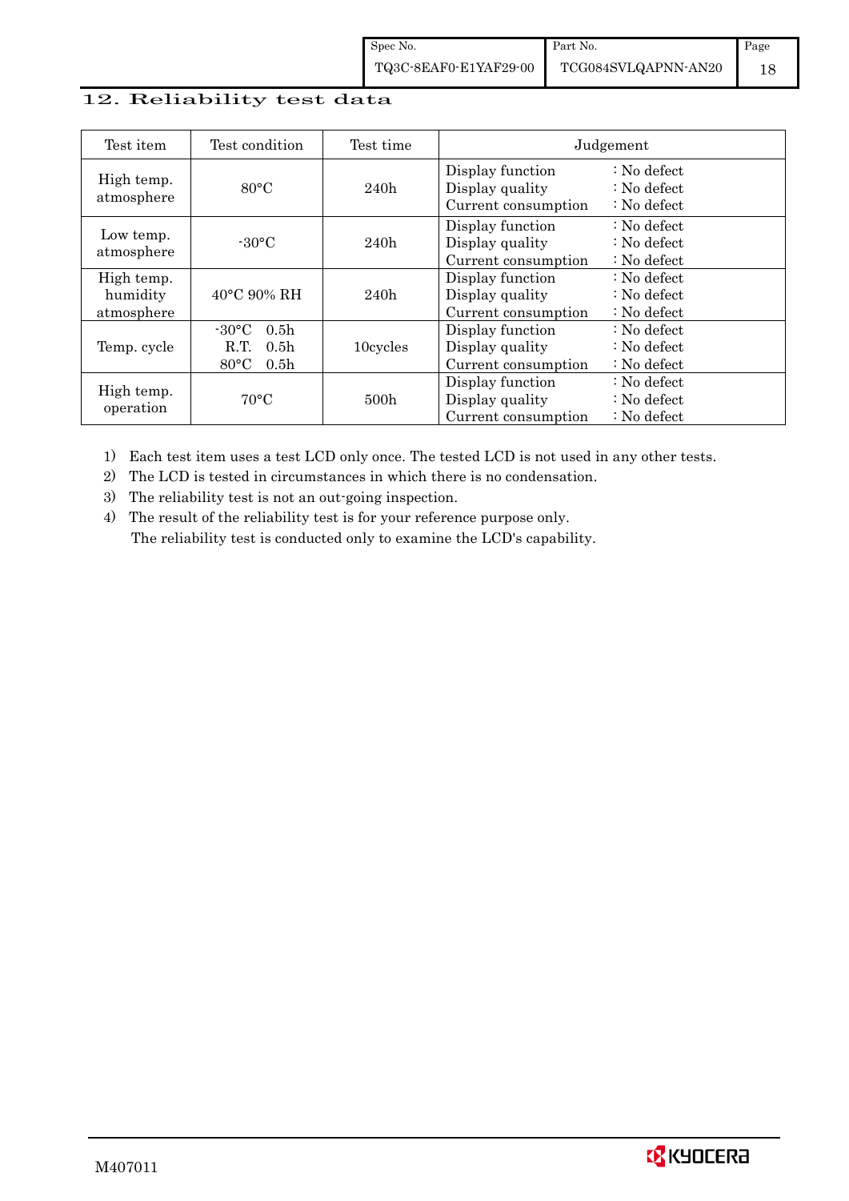## 12. Reliability test data

| Test item | Test condition | Test time | Judgement |
|---|---|---|---|
| High temp. atmosphere | 80°C | 240h | Display function : No defect<br>Display quality : No defect<br>Current consumption : No defect |
| Low temp. atmosphere | -30°C | 240h | Display function : No defect<br>Display quality : No defect<br>Current consumption : No defect |
| High temp. humidity atmosphere | 40°C 90% RH | 240h | Display function : No defect<br>Display quality : No defect<br>Current consumption : No defect |
| Temp. cycle | -30°C 0.5h<br>R.T. 0.5h<br>80°C 0.5h | 10cycles | Display function : No defect<br>Display quality : No defect<br>Current consumption : No defect |
| High temp. operation | 70°C | 500h | Display function : No defect<br>Display quality : No defect<br>Current consumption : No defect |

1) Each test item uses a test LCD only once. The tested LCD is not used in any other tests.
2) The LCD is tested in circumstances in which there is no condensation.
3) The reliability test is not an out-going inspection.
4) The result of the reliability test is for your reference purpose only.
   The reliability test is conducted only to examine the LCD's capability.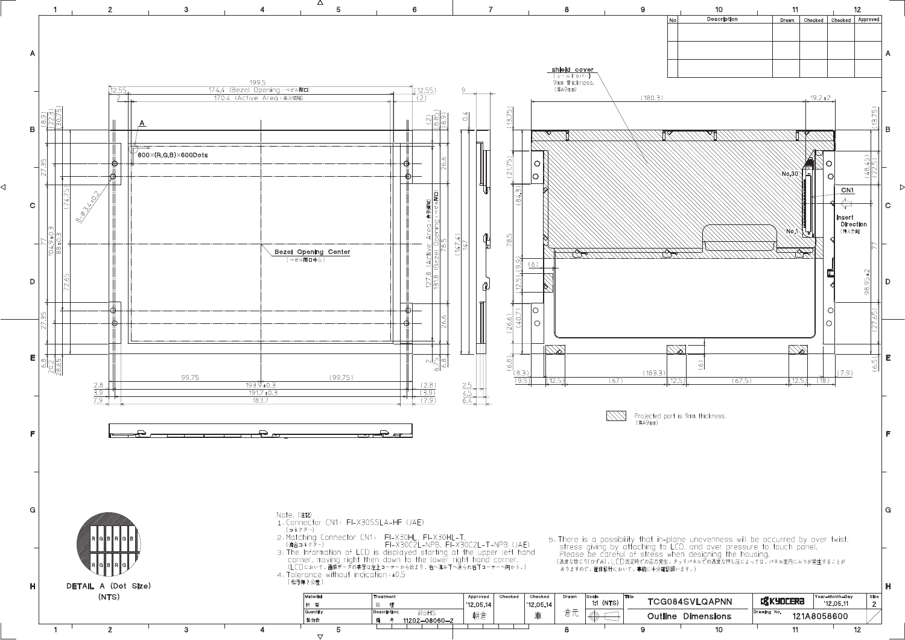| No | Description | Drawn | Checked | Checked | Approved |
|---|---|---|---|---|---|
| | | | | | |
| | | | | | |
| | | | | | |

shield cover
(シールドカバー)
9mm thickness.
(厚み9mm)

Projected part is 9mm thickness.
(厚み9mm)

Bezel Opening Center
(ベゼル開口中心)

800×(R,G,B)×600Dots

CN1

Insert Direction
(挿入方向)

DETAIL A (Dot Size)
(NTS)

Note. (注記)

1. Connector CN1: FI-X30SSLA-HF (JAE)
(コネクター)
2. Matching Connector CN1: FI-X30HL, FI-X30HL-T,
(適合コネクター) FI-X30C2L-NPB, FI-X30C2L-T-NPB (JAE)
3. The Information of LCD is displayed starting at the upper left hand corner, moving right then down to the lower right hand corner.
(LCDにおいて、画像データの表示は左上コーナーから始まり、右へ進み下へ送られ右下コーナーへ向かう。)
4. Tolerance without indication: ±0.5
(指示無き公差)
5. There is a possibility that in-plane unevenness will be occurred by over twist, stress giving by attaching to LCD, and over pressure to touch panel.
Please be careful of stress when designing the housing.
(過度な捩じり(ひずみ)、LCD固定時での応力発生、タッチパネルでの過度な押し圧によっては、パネル面内にムラが発生することがありますので、筐体設計において、事前に十分確認願います。)

| Material 材質 | Treatment 処理 | Approved '12.05.14 朝倉 | Checked | Checked '12.05.14 車 | Drawn 倉元 | Scale 1:1 (NTS) | Title TCG084SVLQAPNN Outline Dimensions | KYOCERA | Year-Month-Day '12.05.11 | Size 2 |
|---|---|---|---|---|---|---|---|---|---|---|
| Quantity 製作数 | Description; RoHS 備考 11202-08060-2 | | | | | | | Drawing No. 121A8058600 | | |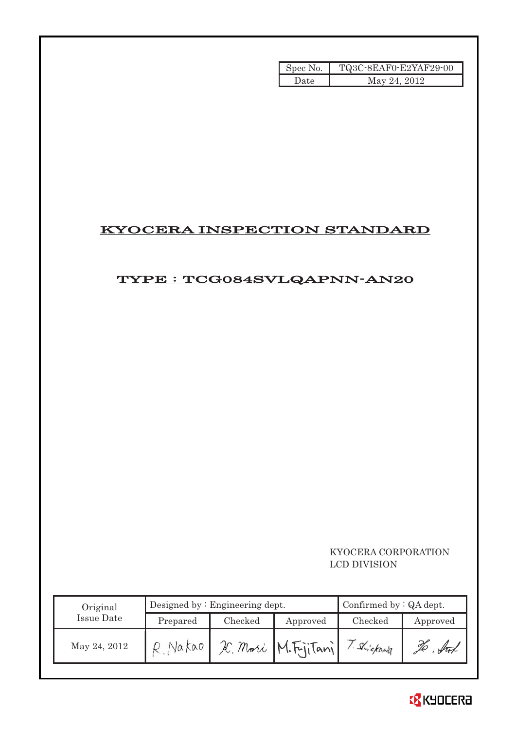| Spec No. | TQ3C-8EAF0-E2YAF29-00 |
| --- | --- |
| Date | May 24, 2012 |

# KYOCERA INSPECTION STANDARD

## TYPE : TCG084SVLQAPNN-AN20

KYOCERA CORPORATION
LCD DIVISION

| Original Issue Date | Designed by : Engineering dept. | | | Confirmed by : QA dept. | |
| --- | --- | --- | --- | --- | --- |
| | Prepared | Checked | Approved | Checked | Approved |
| May 24, 2012 | R. Nakao | H. Mori | M. Fujitani | T. Shirakawa | |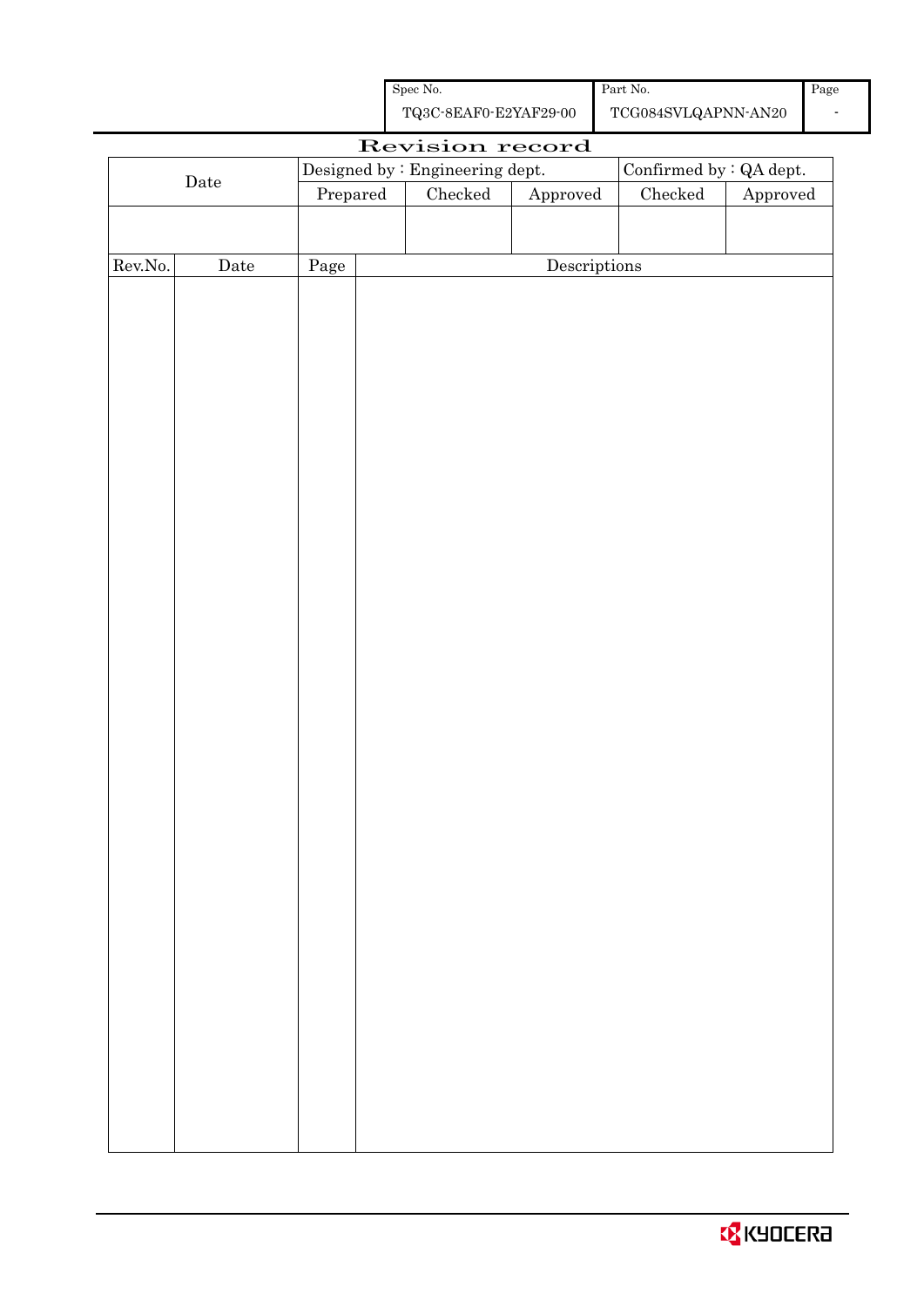| Spec No. | Part No. | Page |
|---|---|---|
| TQ3C-8EAF0-E2YAF29-00 | TCG084SVLQAPNN-AN20 | - |

# Revision record

| Date | Designed by : Engineering dept. | | | Confirmed by : QA dept. | |
|---|---|---|---|---|---|
| | Prepared | Checked | Approved | Checked | Approved |
| | | | | | |

| Rev.No. | Date | Page | Descriptions |
|---|---|---|---|
| | | | |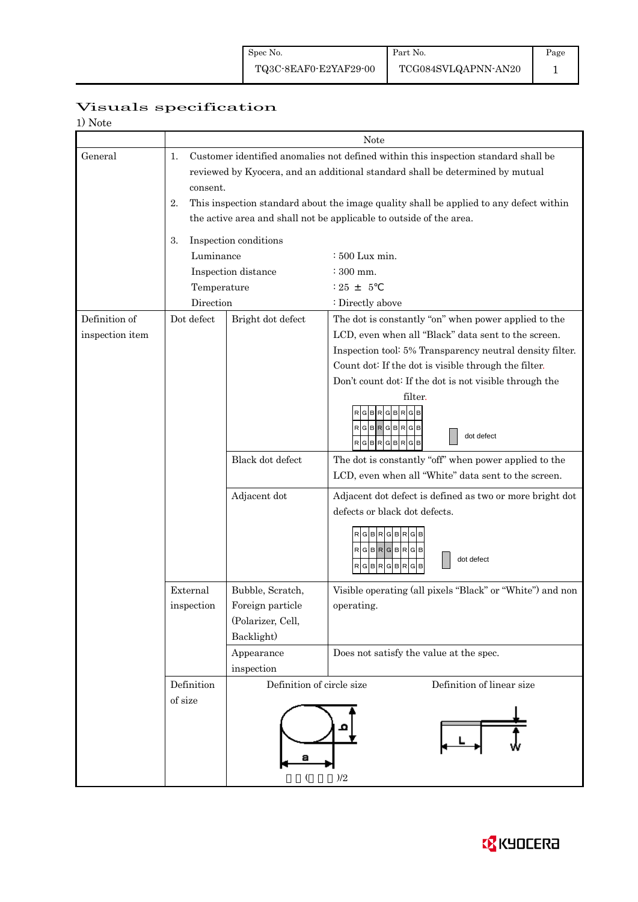# Visuals specification

1) Note

| | | | Note |
|---|---|---|---|
| General | 1. Customer identified anomalies not defined within this inspection standard shall be reviewed by Kyocera, and an additional standard shall be determined by mutual consent.<br>2. This inspection standard about the image quality shall be applied to any defect within the active area and shall not be applicable to outside of the area.<br>3. Inspection conditions<br>Luminance : 500 Lux min.<br>Inspection distance : 300 mm.<br>Temperature : 25 ± 5℃<br>Direction : Directly above | | |
| Definition of inspection item | Dot defect | Bright dot defect | The dot is constantly "on" when power applied to the LCD, even when all "Black" data sent to the screen.<br>Inspection tool: 5% Transparency neutral density filter.<br>Count dot: If the dot is visible through the filter.<br>Don't count dot: If the dot is not visible through the filter.<br>RGBRGBRGB / RGBRGBRGB / RGBRGBRGB — dot defect |
| | | Black dot defect | The dot is constantly "off" when power applied to the LCD, even when all "White" data sent to the screen. |
| | | Adjacent dot | Adjacent dot defect is defined as two or more bright dot defects or black dot defects.<br>RGBRGBRGB / RGBRGBRGB / RGBRGBRGB — dot defect |
| | External inspection | Bubble, Scratch, Foreign particle (Polarizer, Cell, Backlight) | Visible operating (all pixels "Black" or "White") and non operating. |
| | | Appearance inspection | Does not satisfy the value at the spec. |
| | Definition of size | Definition of circle size: a, b; $(a+b)/2$ | Definition of linear size: L, W |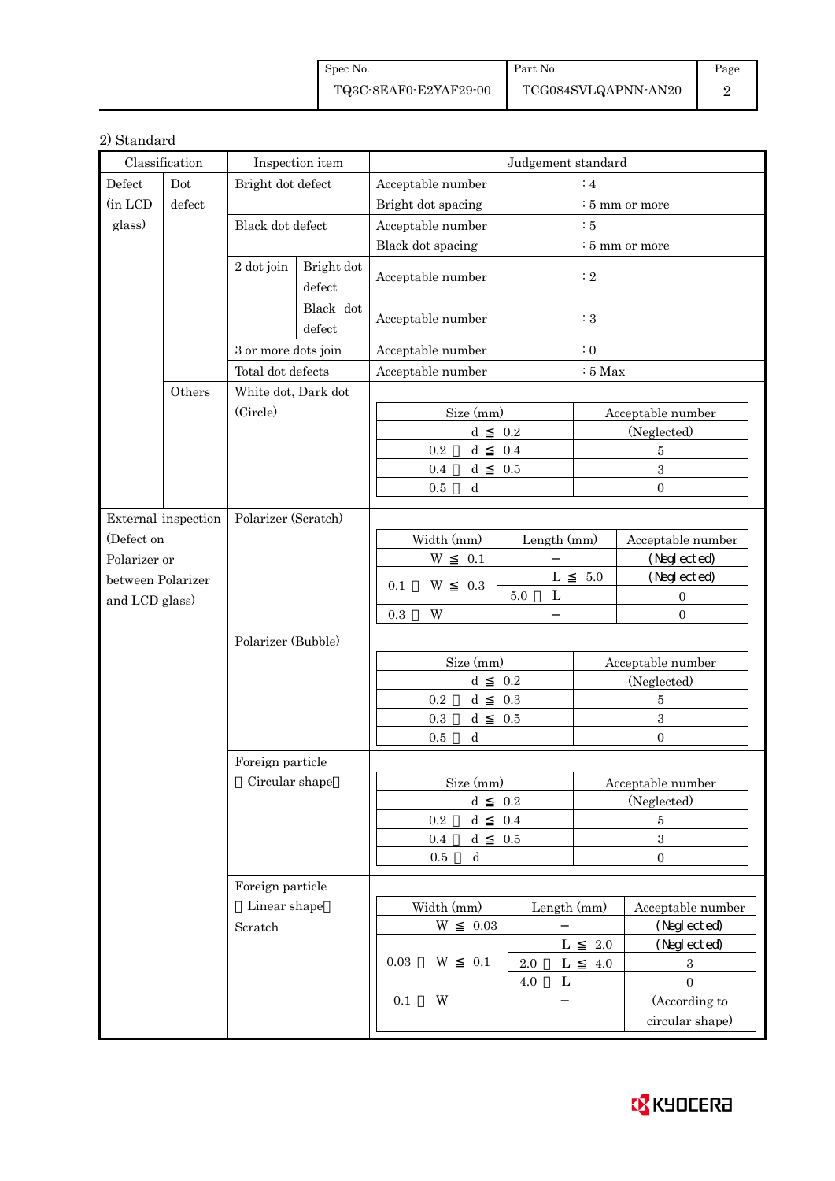2) Standard

| Classification | | Inspection item | | Judgement standard | |
|---|---|---|---|---|---|
| Defect (in LCD glass) | Dot defect | Bright dot defect | | Acceptable number<br>Bright dot spacing | : 4<br>: 5 mm or more |
| | | Black dot defect | | Acceptable number<br>Black dot spacing | : 5<br>: 5 mm or more |
| | | 2 dot join | Bright dot defect | Acceptable number | : 2 |
| | | | Black dot defect | Acceptable number | : 3 |
| | | 3 or more dots join | | Acceptable number | : 0 |
| | | Total dot defects | | Acceptable number | : 5 Max |
| | Others | White dot, Dark dot (Circle) | | See table below | |

White dot, Dark dot (Circle)

| Size (mm) | Acceptable number |
|---|---|
| $d \leqq 0.2$ | (Neglected) |
| $0.2 < d \leqq 0.4$ | 5 |
| $0.4 < d \leqq 0.5$ | 3 |
| $0.5 < d$ | 0 |

External inspection (Defect on Polarizer or between Polarizer and LCD glass)

Polarizer (Scratch)

| Width (mm) | Length (mm) | Acceptable number |
|---|---|---|
| $W \leqq 0.1$ | − | (Neglected) |
| $0.1 < W \leqq 0.3$ | $L \leqq 5.0$ | (Neglected) |
| | $5.0 < L$ | 0 |
| $0.3 < W$ | − | 0 |

Polarizer (Bubble)

| Size (mm) | Acceptable number |
|---|---|
| $d \leqq 0.2$ | (Neglected) |
| $0.2 < d \leqq 0.3$ | 5 |
| $0.3 < d \leqq 0.5$ | 3 |
| $0.5 < d$ | 0 |

Foreign particle (Circular shape)

| Size (mm) | Acceptable number |
|---|---|
| $d \leqq 0.2$ | (Neglected) |
| $0.2 < d \leqq 0.4$ | 5 |
| $0.4 < d \leqq 0.5$ | 3 |
| $0.5 < d$ | 0 |

Foreign particle (Linear shape) Scratch

| Width (mm) | Length (mm) | Acceptable number |
|---|---|---|
| $W \leqq 0.03$ | − | (Neglected) |
| $0.03 < W \leqq 0.1$ | $L \leqq 2.0$ | (Neglected) |
| | $2.0 < L \leqq 4.0$ | 3 |
| | $4.0 < L$ | 0 |
| $0.1 < W$ | − | (According to circular shape) |